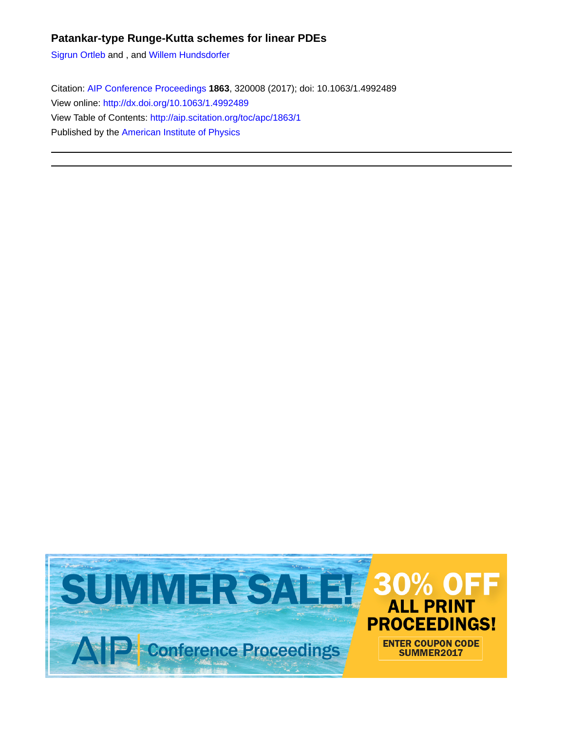**Patankar-type Runge-Kutta schemes for linear PDEs**

Sigrun Ortleb and , and Willem Hundsdorfer

Citation: AIP Conference Proceedings **1863**, 320008 (2017); doi: 10.1063/1.4992489

View online: http://dx.doi.org/10.1063/1.4992489

View Table of Contents: http://aip.scitation.org/toc/apc/1863/1

Published by the American Institute of Physics

---

---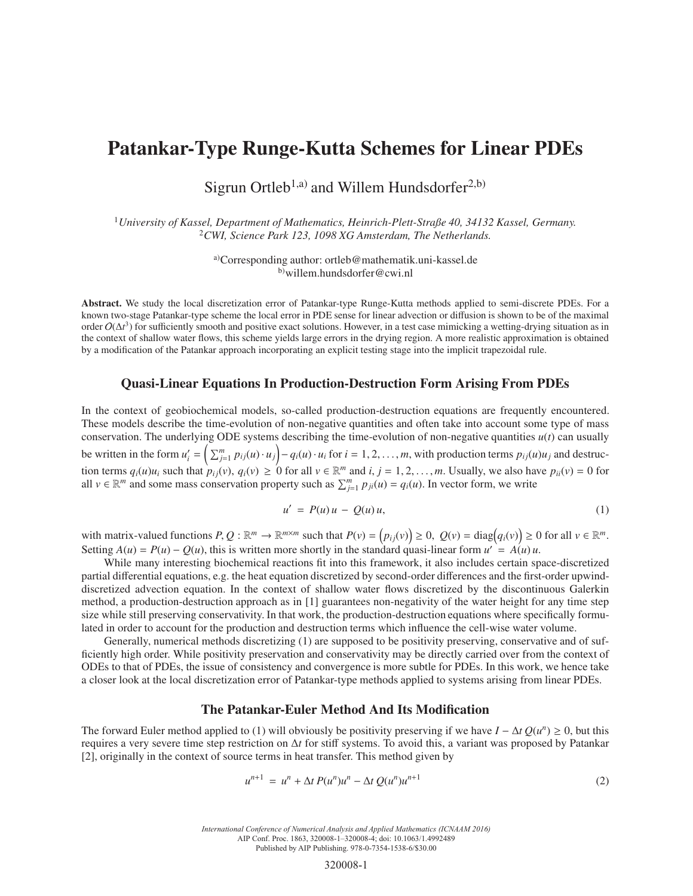# Patankar-Type Runge-Kutta Schemes for Linear PDEs

Sigrun Ortleb[1,a)] and Willem Hundsdorfer[2,b)]

[1]*University of Kassel, Department of Mathematics, Heinrich-Plett-Straße 40, 34132 Kassel, Germany.*
[2]*CWI, Science Park 123, 1098 XG Amsterdam, The Netherlands.*

[a)]Corresponding author: ortleb@mathematik.uni-kassel.de
[b)]willem.hundsdorfer@cwi.nl

**Abstract.** We study the local discretization error of Patankar-type Runge-Kutta methods applied to semi-discrete PDEs. For a known two-stage Patankar-type scheme the local error in PDE sense for linear advection or diffusion is shown to be of the maximal order $O(\Delta t^3)$ for sufficiently smooth and positive exact solutions. However, in a test case mimicking a wetting-drying situation as in the context of shallow water flows, this scheme yields large errors in the drying region. A more realistic approximation is obtained by a modification of the Patankar approach incorporating an explicit testing stage into the implicit trapezoidal rule.

## Quasi-Linear Equations In Production-Destruction Form Arising From PDEs

In the context of geobiochemical models, so-called production-destruction equations are frequently encountered. These models describe the time-evolution of non-negative quantities and often take into account some type of mass conservation. The underlying ODE systems describing the time-evolution of non-negative quantities $u(t)$ can usually be written in the form $u_i' = \left(\sum_{j=1}^m p_{ij}(u) \cdot u_j\right) - q_i(u) \cdot u_i$ for $i = 1, 2, \ldots, m$, with production terms $p_{ij}(u)u_j$ and destruction terms $q_i(u)u_i$ such that $p_{ij}(v),\ q_i(v) \geq 0$ for all $v \in \mathbb{R}^m$ and $i, j = 1, 2, \ldots, m$. Usually, we also have $p_{ii}(v) = 0$ for all $v \in \mathbb{R}^m$ and some mass conservation property such as $\sum_{j=1}^m p_{ji}(u) = q_i(u)$. In vector form, we write

$$u' = P(u)\, u - Q(u)\, u, \tag{1}$$

with matrix-valued functions $P, Q : \mathbb{R}^m \to \mathbb{R}^{m \times m}$ such that $P(v) = \left(p_{ij}(v)\right) \geq 0,\ Q(v) = \mathrm{diag}\left(q_i(v)\right) \geq 0$ for all $v \in \mathbb{R}^m$. Setting $A(u) = P(u) - Q(u)$, this is written more shortly in the standard quasi-linear form $u' = A(u)\, u$.

While many interesting biochemical reactions fit into this framework, it also includes certain space-discretized partial differential equations, e.g. the heat equation discretized by second-order differences and the first-order upwind-discretized advection equation. In the context of shallow water flows discretized by the discontinuous Galerkin method, a production-destruction approach as in [1] guarantees non-negativity of the water height for any time step size while still preserving conservativity. In that work, the production-destruction equations where specifically formulated in order to account for the production and destruction terms which influence the cell-wise water volume.

Generally, numerical methods discretizing (1) are supposed to be positivity preserving, conservative and of sufficiently high order. While positivity preservation and conservativity may be directly carried over from the context of ODEs to that of PDEs, the issue of consistency and convergence is more subtle for PDEs. In this work, we hence take a closer look at the local discretization error of Patankar-type methods applied to systems arising from linear PDEs.

## The Patankar-Euler Method And Its Modification

The forward Euler method applied to (1) will obviously be positivity preserving if we have $I - \Delta t\, Q(u^n) \geq 0$, but this requires a very severe time step restriction on $\Delta t$ for stiff systems. To avoid this, a variant was proposed by Patankar [2], originally in the context of source terms in heat transfer. This method given by

$$u^{n+1} = u^n + \Delta t\, P(u^n)u^n - \Delta t\, Q(u^n)u^{n+1} \tag{2}$$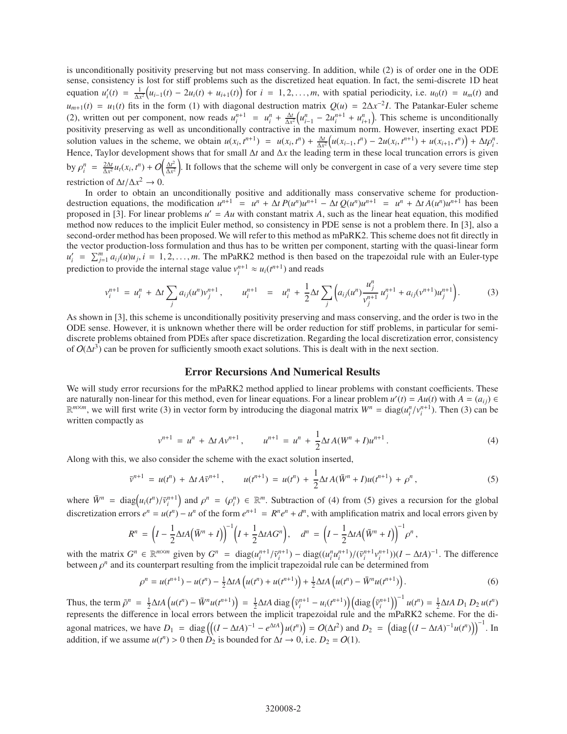is unconditionally positivity preserving but not mass conserving. In addition, while (2) is of order one in the ODE sense, consistency is lost for stiff problems such as the discretized heat equation. In fact, the semi-discrete 1D heat equation $u_i'(t) = \frac{1}{\Delta x^2}\Big(u_{i-1}(t) - 2u_i(t) + u_{i+1}(t)\Big)$ for $i = 1, 2, \ldots, m$, with spatial periodicity, i.e. $u_0(t) = u_m(t)$ and $u_{m+1}(t) = u_1(t)$ fits in the form (1) with diagonal destruction matrix $Q(u) = 2\Delta x^{-2} I$. The Patankar-Euler scheme (2), written out per component, now reads $u_i^{n+1} = u_i^n + \frac{\Delta t}{\Delta x^2}\Big(u_{i-1}^n - 2u_i^{n+1} + u_{i+1}^n\Big)$. This scheme is unconditionally positivity preserving as well as unconditionally contractive in the maximum norm. However, inserting exact PDE solution values in the scheme, we obtain $u(x_i, t^{n+1}) = u(x_i, t^n) + \frac{\Delta t}{\Delta x^2}\Big(u(x_{i-1}, t^n) - 2u(x_i, t^{n+1}) + u(x_{i+1}, t^n)\Big) + \Delta t \rho_i^n$. Hence, Taylor development shows that for small $\Delta t$ and $\Delta x$ the leading term in these local truncation errors is given by $\rho_i^n = \frac{2\Delta t}{\Delta x^2} u_t(x_i, t^n) + O\Big(\frac{\Delta t^2}{\Delta x^2}\Big)$. It follows that the scheme will only be convergent in case of a very severe time step restriction of $\Delta t / \Delta x^2 \to 0$.

In order to obtain an unconditionally positive and additionally mass conservative scheme for production-destruction equations, the modification $u^{n+1} = u^n + \Delta t\, P(u^n) u^{n+1} - \Delta t\, Q(u^n) u^{n+1} = u^n + \Delta t\, A(u^n) u^{n+1}$ has been proposed in [3]. For linear problems $u' = Au$ with constant matrix $A$, such as the linear heat equation, this modified method now reduces to the implicit Euler method, so consistency in PDE sense is not a problem there. In [3], also a second-order method has been proposed. We will refer to this method as mPaRK2. This scheme does not fit directly in the vector production-loss formulation and thus has to be written per component, starting with the quasi-linear form $u_i' = \sum_{j=1}^m a_{ij}(u) u_j, i = 1, 2, \ldots, m$. The mPaRK2 method is then based on the trapezoidal rule with an Euler-type prediction to provide the internal stage value $v_i^{n+1} \approx u_i(t^{n+1})$ and reads

$$v_i^{n+1} = u_i^n + \Delta t \sum_j a_{ij}(u^n) v_j^{n+1}, \qquad u_i^{n+1} = u_i^n + \frac{1}{2}\Delta t \sum_j \Big( a_{ij}(u^n) \frac{u_j^n}{v_j^{n+1}} u_j^{n+1} + a_{ij}(v^{n+1}) u_j^{n+1} \Big). \tag{3}$$

As shown in [3], this scheme is unconditionally positivity preserving and mass conserving, and the order is two in the ODE sense. However, it is unknown whether there will be order reduction for stiff problems, in particular for semi-discrete problems obtained from PDEs after space discretization. Regarding the local discretization error, consistency of $O(\Delta t^3)$ can be proven for sufficiently smooth exact solutions. This is dealt with in the next section.

## Error Recursions And Numerical Results

We will study error recursions for the mPaRK2 method applied to linear problems with constant coefficients. These are naturally non-linear for this method, even for linear equations. For a linear problem $u'(t) = Au(t)$ with $A = (a_{ij}) \in \mathbb{R}^{m \times m}$, we will first write (3) in vector form by introducing the diagonal matrix $W^n = \mathrm{diag}(u_i^n / v_i^{n+1})$. Then (3) can be written compactly as

$$v^{n+1} = u^n + \Delta t\, A v^{n+1}, \qquad u^{n+1} = u^n + \frac{1}{2}\Delta t\, A (W^n + I) u^{n+1}. \tag{4}$$

Along with this, we also consider the scheme with the exact solution inserted,

$$\bar{v}^{n+1} = u(t^n) + \Delta t\, A \bar{v}^{n+1}, \qquad u(t^{n+1}) = u(t^n) + \frac{1}{2}\Delta t\, A(\bar{W}^n + I) u(t^{n+1}) + \rho^n, \tag{5}$$

where $\bar{W}^n = \mathrm{diag}\Big(u_i(t^n)/\bar{v}_i^{n+1}\Big)$ and $\rho^n = (\rho_i^n) \in \mathbb{R}^m$. Subtraction of (4) from (5) gives a recursion for the global discretization errors $e^n = u(t^n) - u^n$ of the form $e^{n+1} = R^n e^n + d^n$, with amplification matrix and local errors given by

$$R^n = \Big(I - \frac{1}{2}\Delta t A\Big(\bar{W}^n + I\Big)\Big)^{-1}\Big(I + \frac{1}{2}\Delta t A G^n\Big), \quad d^n = \Big(I - \frac{1}{2}\Delta t A\Big(\bar{W}^n + I\Big)\Big)^{-1} \rho^n,$$

with the matrix $G^n \in \mathbb{R}^{m \times m}$ given by $G^n = \mathrm{diag}(u_i^{n+1}/\bar{v}_i^{n+1}) - \mathrm{diag}((u_i^n u_i^{n+1})/(\bar{v}_i^{n+1} v_i^{n+1}))(I - \Delta t A)^{-1}$. The difference between $\rho^n$ and its counterpart resulting from the implicit trapezoidal rule can be determined from

$$\rho^n = u(t^{n+1}) - u(t^n) - \tfrac{1}{2}\Delta t A\Big(u(t^n) + u(t^{n+1})\Big) + \tfrac{1}{2}\Delta t A\Big(u(t^n) - \bar{W}^n u(t^{n+1})\Big). \tag{6}$$

Thus, the term $\tilde{\rho}^n = \frac{1}{2}\Delta t A\Big(u(t^n) - \bar{W}^n u(t^{n+1})\Big) = \frac{1}{2}\Delta t A\, \mathrm{diag}\Big(\bar{v}_i^{n+1} - u_i(t^{n+1})\Big)\Big(\mathrm{diag}\Big(\bar{v}_i^{n+1}\Big)\Big)^{-1} u(t^n) = \frac{1}{2}\Delta t A\, D_1\, D_2\, u(t^n)$ represents the difference in local errors between the implicit trapezoidal rule and the mPaRK2 scheme. For the diagonal matrices, we have $D_1 = \mathrm{diag}\Big(\Big((I - \Delta t A)^{-1} - e^{\Delta t A}\Big) u(t^n)\Big) = O(\Delta t^2)$ and $D_2 = \Big(\mathrm{diag}\Big((I - \Delta t A)^{-1} u(t^n)\Big)\Big)^{-1}$. In addition, if we assume $u(t^n) > 0$ then $D_2$ is bounded for $\Delta t \to 0$, i.e. $D_2 = O(1)$.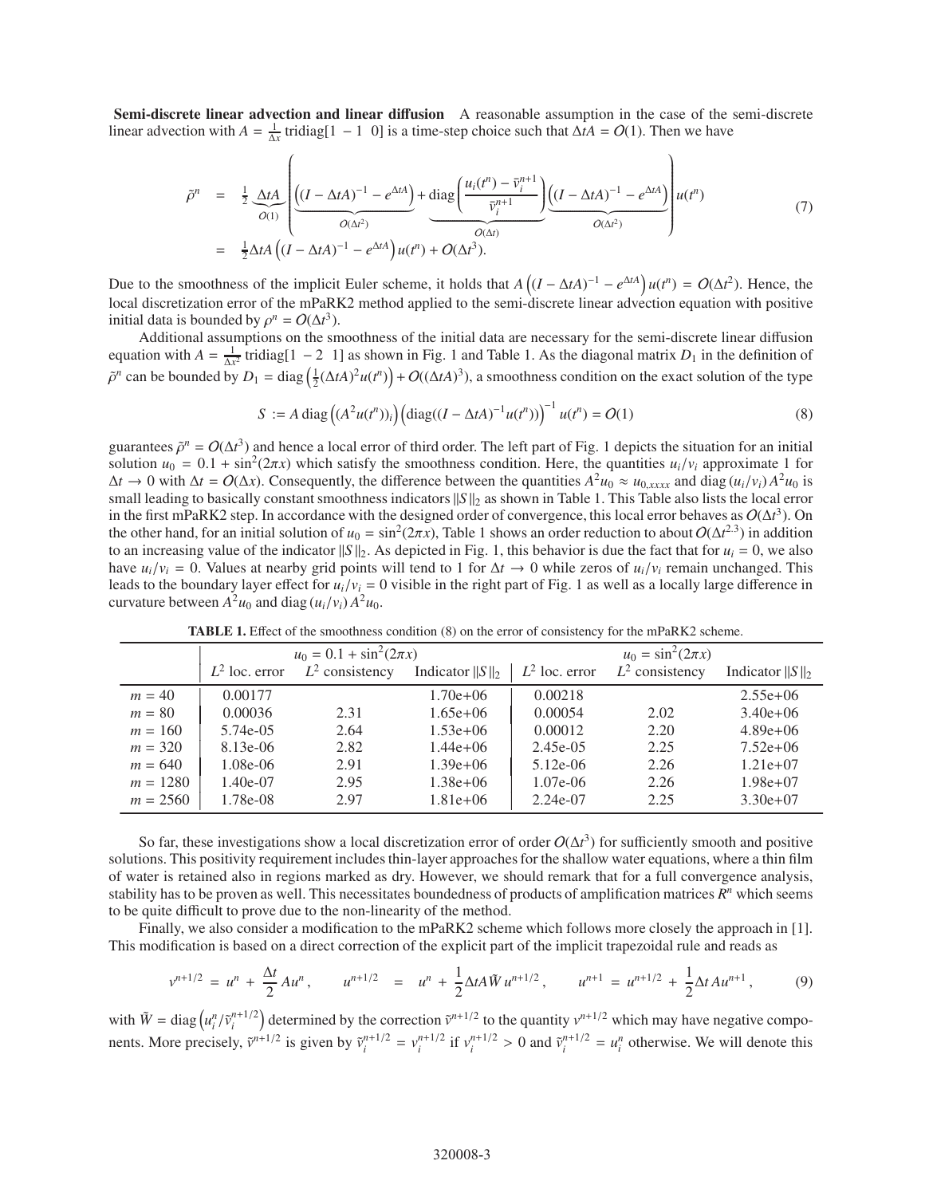**Semi-discrete linear advection and linear diffusion** A reasonable assumption in the case of the semi-discrete linear advection with $A = \frac{1}{\Delta x}$ tridiag$[1\ -1\ 0]$ is a time-step choice such that $\Delta t A = O(1)$. Then we have

$$
\begin{aligned}
\tilde{\rho}^n &= \frac{1}{2} \underbrace{\Delta t A}_{O(1)} \left( \underbrace{\left((I - \Delta t A)^{-1} - e^{\Delta t A}\right)}_{O(\Delta t^2)} + \underbrace{\operatorname{diag}\left(\frac{u_i(t^n) - \tilde{v}_i^{n+1}}{\tilde{v}_i^{n+1}}\right)}_{O(\Delta t)} \underbrace{\left((I - \Delta t A)^{-1} - e^{\Delta t A}\right)}_{O(\Delta t^2)} \right) u(t^n) \\
&= \frac{1}{2}\Delta t A \left((I - \Delta t A)^{-1} - e^{\Delta t A}\right) u(t^n) + O(\Delta t^3).
\end{aligned}
\tag{7}
$$

Due to the smoothness of the implicit Euler scheme, it holds that $A\left((I - \Delta t A)^{-1} - e^{\Delta t A}\right)u(t^n) = O(\Delta t^2)$. Hence, the local discretization error of the mPaRK2 method applied to the semi-discrete linear advection equation with positive initial data is bounded by $\rho^n = O(\Delta t^3)$.

Additional assumptions on the smoothness of the initial data are necessary for the semi-discrete linear diffusion equation with $A = \frac{1}{\Delta x^2}$ tridiag$[1\ -2\ 1]$ as shown in Fig. 1 and Table 1. As the diagonal matrix $D_1$ in the definition of $\tilde{\rho}^n$ can be bounded by $D_1 = \operatorname{diag}\left(\frac{1}{2}(\Delta t A)^2 u(t^n)\right) + O((\Delta t A)^3)$, a smoothness condition on the exact solution of the type

$$
S := A \operatorname{diag}\left((A^2 u(t^n))_i\right)\left(\operatorname{diag}((I - \Delta t A)^{-1} u(t^n))\right)^{-1} u(t^n) = O(1) \tag{8}
$$

guarantees $\tilde{\rho}^n = O(\Delta t^3)$ and hence a local error of third order. The left part of Fig. 1 depicts the situation for an initial solution $u_0 = 0.1 + \sin^2(2\pi x)$ which satisfy the smoothness condition. Here, the quantities $u_i/v_i$ approximate 1 for $\Delta t \to 0$ with $\Delta t = O(\Delta x)$. Consequently, the difference between the quantities $A^2 u_0 \approx u_{0,xxxx}$ and $\operatorname{diag}(u_i/v_i)A^2 u_0$ is small leading to basically constant smoothness indicators $\|S\|_2$ as shown in Table 1. This Table also lists the local error in the first mPaRK2 step. In accordance with the designed order of convergence, this local error behaves as $O(\Delta t^3)$. On the other hand, for an initial solution of $u_0 = \sin^2(2\pi x)$, Table 1 shows an order reduction to about $O(\Delta t^{2.3})$ in addition to an increasing value of the indicator $\|S\|_2$. As depicted in Fig. 1, this behavior is due the fact that for $u_i = 0$, we also have $u_i/v_i = 0$. Values at nearby grid points will tend to 1 for $\Delta t \to 0$ while zeros of $u_i/v_i$ remain unchanged. This leads to the boundary layer effect for $u_i/v_i = 0$ visible in the right part of Fig. 1 as well as a locally large difference in curvature between $A^2 u_0$ and $\operatorname{diag}(u_i/v_i)A^2 u_0$.

**TABLE 1.** Effect of the smoothness condition (8) on the error of consistency for the mPaRK2 scheme.

| | $u_0 = 0.1 + \sin^2(2\pi x)$ | | | $u_0 = \sin^2(2\pi x)$ | | |
|---|---|---|---|---|---|---|
| | $L^2$ loc. error | $L^2$ consistency | Indicator $\|S\|_2$ | $L^2$ loc. error | $L^2$ consistency | Indicator $\|S\|_2$ |
| $m = 40$ | 0.00177 | | 1.70e+06 | 0.00218 | | 2.55e+06 |
| $m = 80$ | 0.00036 | 2.31 | 1.65e+06 | 0.00054 | 2.02 | 3.40e+06 |
| $m = 160$ | 5.74e-05 | 2.64 | 1.53e+06 | 0.00012 | 2.20 | 4.89e+06 |
| $m = 320$ | 8.13e-06 | 2.82 | 1.44e+06 | 2.45e-05 | 2.25 | 7.52e+06 |
| $m = 640$ | 1.08e-06 | 2.91 | 1.39e+06 | 5.12e-06 | 2.26 | 1.21e+07 |
| $m = 1280$ | 1.40e-07 | 2.95 | 1.38e+06 | 1.07e-06 | 2.26 | 1.98e+07 |
| $m = 2560$ | 1.78e-08 | 2.97 | 1.81e+06 | 2.24e-07 | 2.25 | 3.30e+07 |

So far, these investigations show a local discretization error of order $O(\Delta t^3)$ for sufficiently smooth and positive solutions. This positivity requirement includes thin-layer approaches for the shallow water equations, where a thin film of water is retained also in regions marked as dry. However, we should remark that for a full convergence analysis, stability has to be proven as well. This necessitates boundedness of products of amplification matrices $R^n$ which seems to be quite difficult to prove due to the non-linearity of the method.

Finally, we also consider a modification to the mPaRK2 scheme which follows more closely the approach in [1]. This modification is based on a direct correction of the explicit part of the implicit trapezoidal rule and reads as

$$
v^{n+1/2} = u^n + \frac{\Delta t}{2} A u^n, \qquad u^{n+1/2} = u^n + \frac{1}{2}\Delta t A \tilde{W} u^{n+1/2}, \qquad u^{n+1} = u^{n+1/2} + \frac{1}{2}\Delta t\, A u^{n+1}, \tag{9}
$$

with $\tilde{W} = \operatorname{diag}\left(u_i^n/\tilde{v}_i^{n+1/2}\right)$ determined by the correction $\tilde{v}^{n+1/2}$ to the quantity $v^{n+1/2}$ which may have negative components. More precisely, $\tilde{v}^{n+1/2}$ is given by $\tilde{v}_i^{n+1/2} = v_i^{n+1/2}$ if $v_i^{n+1/2} > 0$ and $\tilde{v}_i^{n+1/2} = u_i^n$ otherwise. We will denote this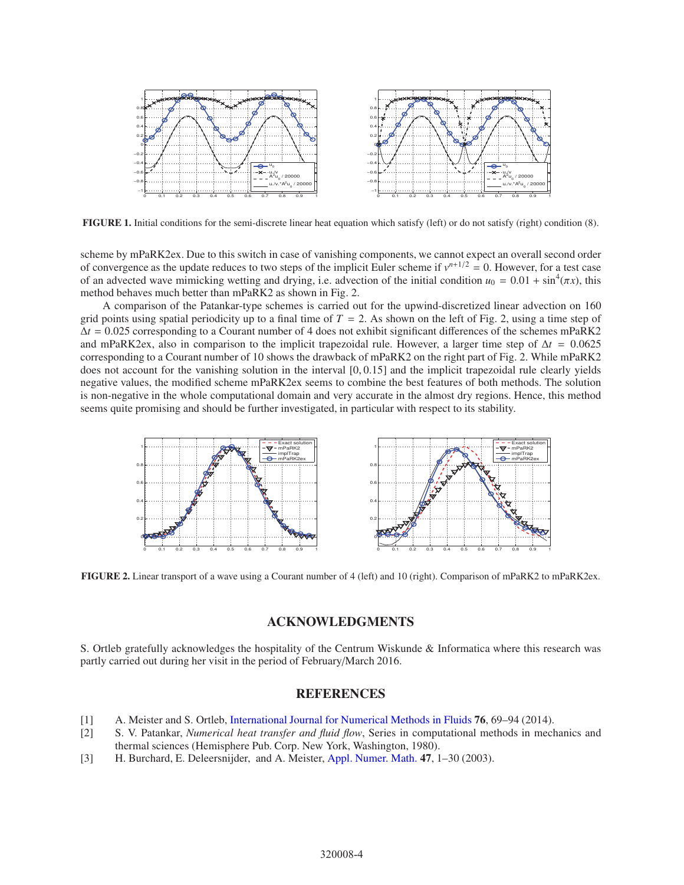0 0.1 0.2 0.3 0.4 0.5 0.6 0.7 0.8 0.9 1

−1 −0.8 −0.6 −0.4 −0.2 0 0.2 0.4 0.6 0.8 1

$u_0$

$u_0/v$

$A^2u_0$ / 20000

u./v.*$A^2u_0$ / 20000

**FIGURE 1.** Initial conditions for the semi-discrete linear heat equation which satisfy (left) or do not satisfy (right) condition (8).

scheme by mPaRK2ex. Due to this switch in case of vanishing components, we cannot expect an overall second order of convergence as the update reduces to two steps of the implicit Euler scheme if $v^{n+1/2} = 0$. However, for a test case of an advected wave mimicking wetting and drying, i.e. advection of the initial condition $u_0 = 0.01 + \sin^4(\pi x)$, this method behaves much better than mPaRK2 as shown in Fig. 2.

A comparison of the Patankar-type schemes is carried out for the upwind-discretized linear advection on 160 grid points using spatial periodicity up to a final time of $T = 2$. As shown on the left of Fig. 2, using a time step of $\Delta t = 0.025$ corresponding to a Courant number of 4 does not exhibit significant differences of the schemes mPaRK2 and mPaRK2ex, also in comparison to the implicit trapezoidal rule. However, a larger time step of $\Delta t = 0.0625$ corresponding to a Courant number of 10 shows the drawback of mPaRK2 on the right part of Fig. 2. While mPaRK2 does not account for the vanishing solution in the interval $[0, 0.15]$ and the implicit trapezoidal rule clearly yields negative values, the modified scheme mPaRK2ex seems to combine the best features of both methods. The solution is non-negative in the whole computational domain and very accurate in the almost dry regions. Hence, this method seems quite promising and should be further investigated, in particular with respect to its stability.

0 0.1 0.2 0.3 0.4 0.5 0.6 0.7 0.8 0.9 1

0 0.2 0.4 0.6 0.8 1

Exact solution

mPaRK2

implTrap

mPaRK2ex

**FIGURE 2.** Linear transport of a wave using a Courant number of 4 (left) and 10 (right). Comparison of mPaRK2 to mPaRK2ex.

## ACKNOWLEDGMENTS

S. Ortleb gratefully acknowledges the hospitality of the Centrum Wiskunde & Informatica where this research was partly carried out during her visit in the period of February/March 2016.

## REFERENCES

[1] A. Meister and S. Ortleb, International Journal for Numerical Methods in Fluids **76**, 69–94 (2014).

[2] S. V. Patankar, *Numerical heat transfer and fluid flow*, Series in computational methods in mechanics and thermal sciences (Hemisphere Pub. Corp. New York, Washington, 1980).

[3] H. Burchard, E. Deleersnijder, and A. Meister, Appl. Numer. Math. **47**, 1–30 (2003).